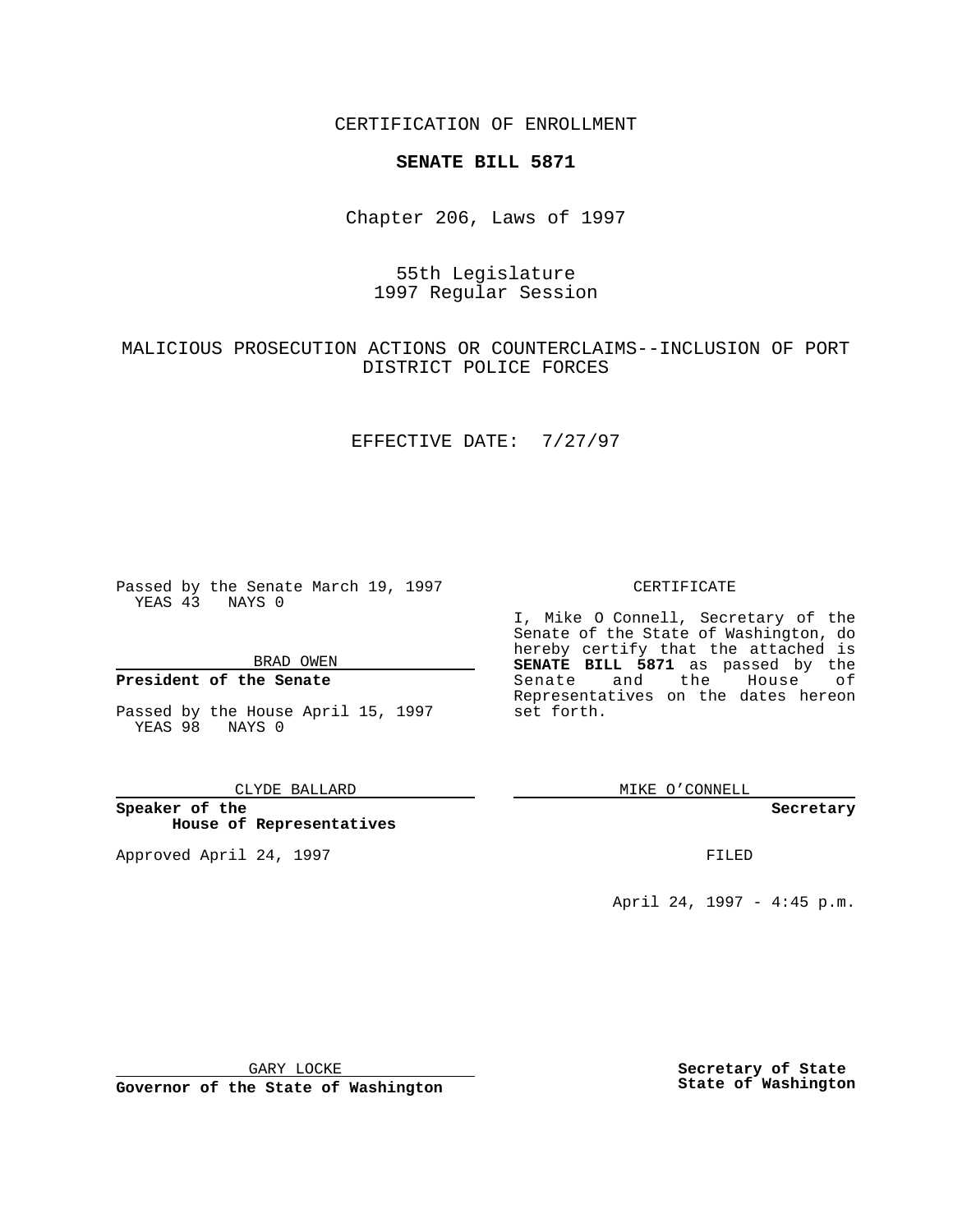CERTIFICATION OF ENROLLMENT

**SENATE BILL 5871**

Chapter 206, Laws of 1997

55th Legislature
1997 Regular Session

MALICIOUS PROSECUTION ACTIONS OR COUNTERCLAIMS--INCLUSION OF PORT DISTRICT POLICE FORCES

EFFECTIVE DATE: 7/27/97

Passed by the Senate March 19, 1997
YEAS 43 NAYS 0

BRAD OWEN

**President of the Senate**

Passed by the House April 15, 1997
YEAS 98 NAYS 0

CLYDE BALLARD

**Speaker of the House of Representatives**

Approved April 24, 1997

GARY LOCKE

**Governor of the State of Washington**

CERTIFICATE

I, Mike O Connell, Secretary of the Senate of the State of Washington, do hereby certify that the attached is **SENATE BILL 5871** as passed by the Senate and the House of Representatives on the dates hereon set forth.

MIKE O'CONNELL

**Secretary**

FILED

April 24, 1997 - 4:45 p.m.

**Secretary of State**
**State of Washington**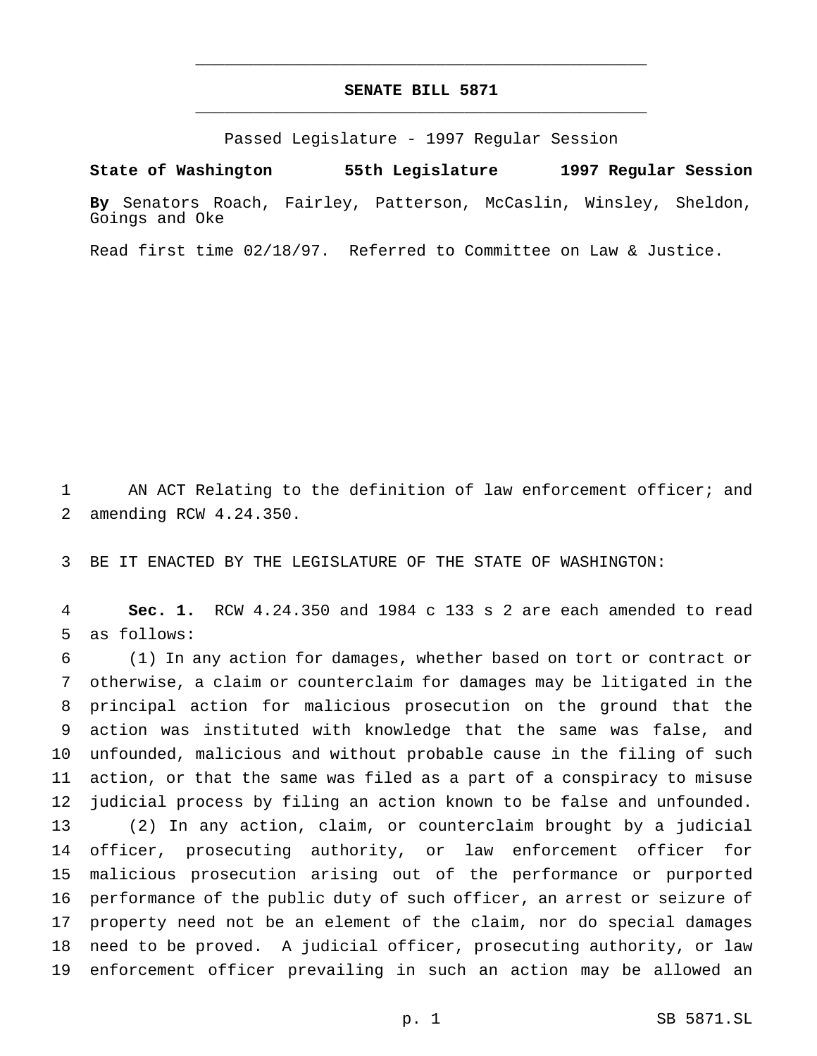# SENATE BILL 5871

Passed Legislature - 1997 Regular Session

**State of Washington 55th Legislature 1997 Regular Session**

**By** Senators Roach, Fairley, Patterson, McCaslin, Winsley, Sheldon, Goings and Oke

Read first time 02/18/97. Referred to Committee on Law & Justice.

AN ACT Relating to the definition of law enforcement officer; and amending RCW 4.24.350.

BE IT ENACTED BY THE LEGISLATURE OF THE STATE OF WASHINGTON:

**Sec. 1.** RCW 4.24.350 and 1984 c 133 s 2 are each amended to read as follows:

(1) In any action for damages, whether based on tort or contract or otherwise, a claim or counterclaim for damages may be litigated in the principal action for malicious prosecution on the ground that the action was instituted with knowledge that the same was false, and unfounded, malicious and without probable cause in the filing of such action, or that the same was filed as a part of a conspiracy to misuse judicial process by filing an action known to be false and unfounded.

(2) In any action, claim, or counterclaim brought by a judicial officer, prosecuting authority, or law enforcement officer for malicious prosecution arising out of the performance or purported performance of the public duty of such officer, an arrest or seizure of property need not be an element of the claim, nor do special damages need to be proved. A judicial officer, prosecuting authority, or law enforcement officer prevailing in such an action may be allowed an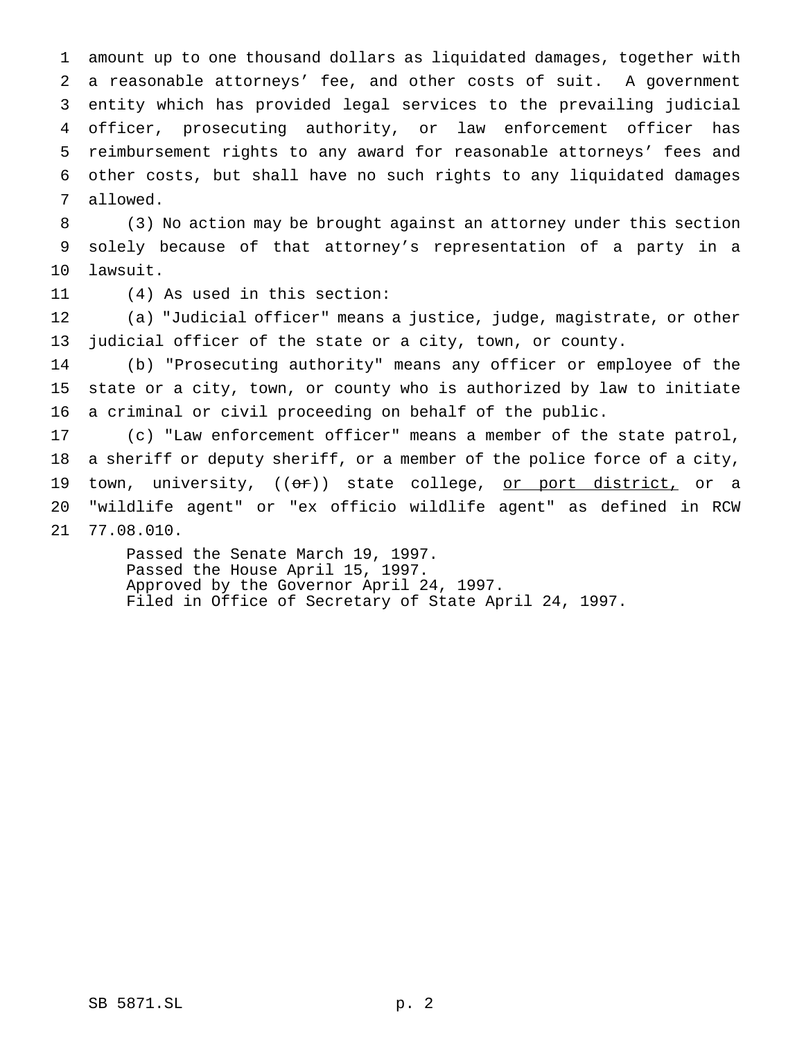amount up to one thousand dollars as liquidated damages, together with a reasonable attorneys' fee, and other costs of suit. A government entity which has provided legal services to the prevailing judicial officer, prosecuting authority, or law enforcement officer has reimbursement rights to any award for reasonable attorneys' fees and other costs, but shall have no such rights to any liquidated damages allowed.

(3) No action may be brought against an attorney under this section solely because of that attorney's representation of a party in a lawsuit.

(4) As used in this section:

(a) "Judicial officer" means a justice, judge, magistrate, or other judicial officer of the state or a city, town, or county.

(b) "Prosecuting authority" means any officer or employee of the state or a city, town, or county who is authorized by law to initiate a criminal or civil proceeding on behalf of the public.

(c) "Law enforcement officer" means a member of the state patrol, a sheriff or deputy sheriff, or a member of the police force of a city, town, university, ((~~or~~)) state college, <u>or port district,</u> or a "wildlife agent" or "ex officio wildlife agent" as defined in RCW 77.08.010.

Passed the Senate March 19, 1997.
Passed the House April 15, 1997.
Approved by the Governor April 24, 1997.
Filed in Office of Secretary of State April 24, 1997.